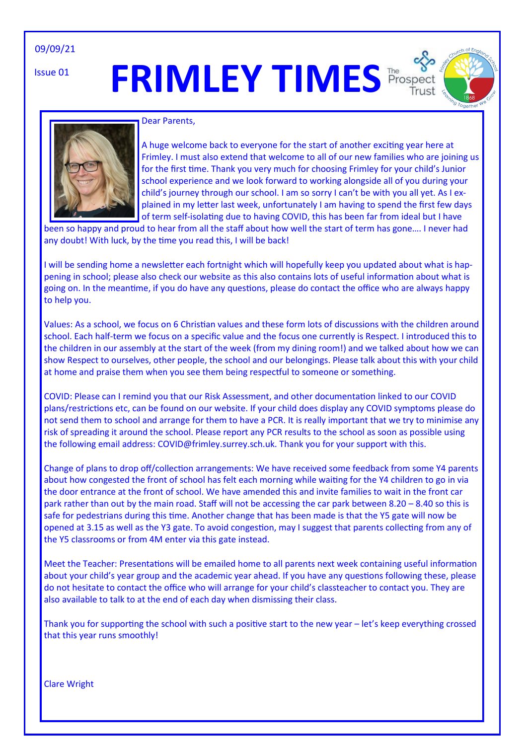09/09/21

Issue 01

# FRIMLEY TIMES

Dear Parents,

A huge welcome back to everyone for the start of another exciting year here at Frimley. I must also extend that welcome to all of our new families who are joining us for the first time. Thank you very much for choosing Frimley for your child's Junior school experience and we look forward to working alongside all of you during your child's journey through our school. I am so sorry I can't be with you all yet. As I explained in my letter last week, unfortunately I am having to spend the first few days of term self-isolating due to having COVID, this has been far from ideal but I have been so happy and proud to hear from all the staff about how well the start of term has gone…. I never had any doubt! With luck, by the time you read this, I will be back!

I will be sending home a newsletter each fortnight which will hopefully keep you updated about what is happening in school; please also check our website as this also contains lots of useful information about what is going on. In the meantime, if you do have any questions, please do contact the office who are always happy to help you.

Values: As a school, we focus on 6 Christian values and these form lots of discussions with the children around school. Each half-term we focus on a specific value and the focus one currently is Respect. I introduced this to the children in our assembly at the start of the week (from my dining room!) and we talked about how we can show Respect to ourselves, other people, the school and our belongings. Please talk about this with your child at home and praise them when you see them being respectful to someone or something.

COVID: Please can I remind you that our Risk Assessment, and other documentation linked to our COVID plans/restrictions etc, can be found on our website. If your child does display any COVID symptoms please do not send them to school and arrange for them to have a PCR. It is really important that we try to minimise any risk of spreading it around the school. Please report any PCR results to the school as soon as possible using the following email address: COVID@frimley.surrey.sch.uk. Thank you for your support with this.

Change of plans to drop off/collection arrangements: We have received some feedback from some Y4 parents about how congested the front of school has felt each morning while waiting for the Y4 children to go in via the door entrance at the front of school. We have amended this and invite families to wait in the front car park rather than out by the main road. Staff will not be accessing the car park between 8.20 – 8.40 so this is safe for pedestrians during this time. Another change that has been made is that the Y5 gate will now be opened at 3.15 as well as the Y3 gate. To avoid congestion, may I suggest that parents collecting from any of the Y5 classrooms or from 4M enter via this gate instead.

Meet the Teacher: Presentations will be emailed home to all parents next week containing useful information about your child's year group and the academic year ahead. If you have any questions following these, please do not hesitate to contact the office who will arrange for your child's classteacher to contact you. They are also available to talk to at the end of each day when dismissing their class.

Thank you for supporting the school with such a positive start to the new year – let's keep everything crossed that this year runs smoothly!

Clare Wright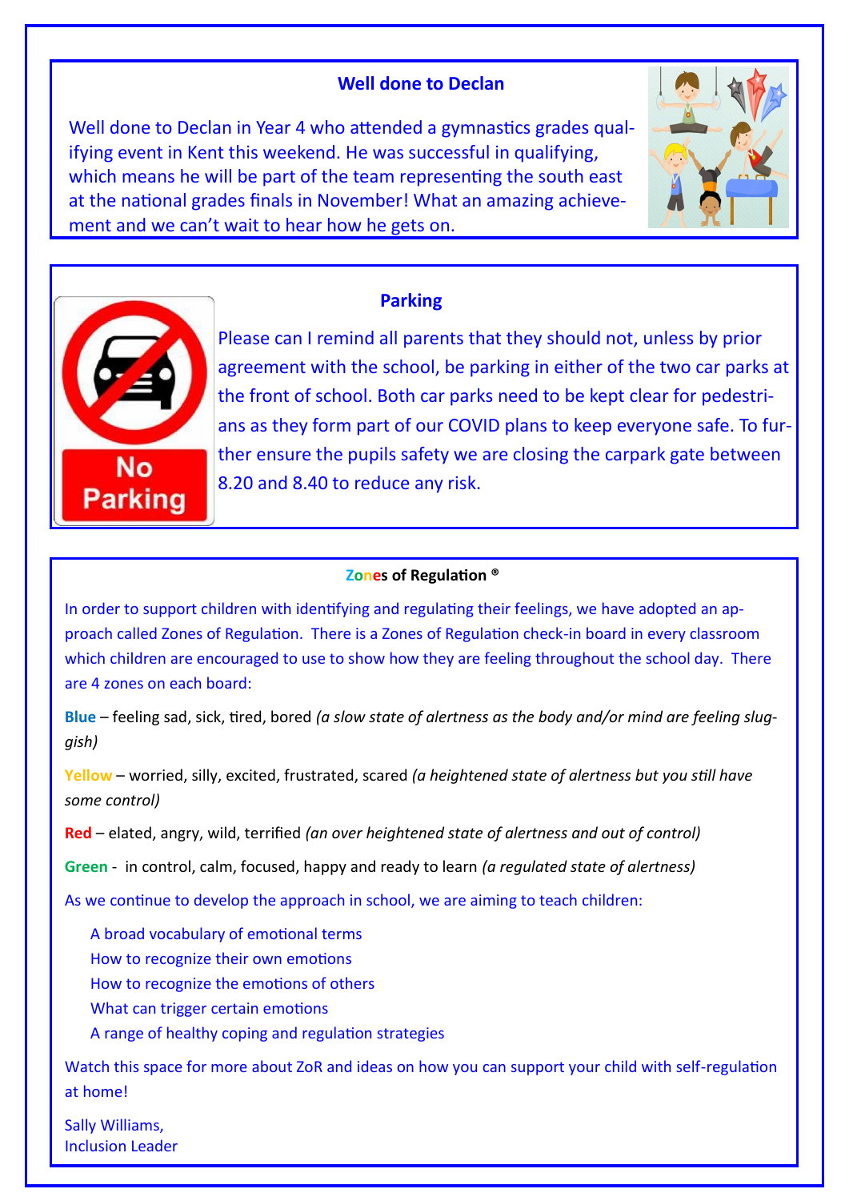## Well done to Declan

Well done to Declan in Year 4 who attended a gymnastics grades qualifying event in Kent this weekend. He was successful in qualifying, which means he will be part of the team representing the south east at the national grades finals in November! What an amazing achievement and we can't wait to hear how he gets on.

## Parking

Please can I remind all parents that they should not, unless by prior agreement with the school, be parking in either of the two car parks at the front of school. Both car parks need to be kept clear for pedestrians as they form part of our COVID plans to keep everyone safe. To further ensure the pupils safety we are closing the carpark gate between 8.20 and 8.40 to reduce any risk.

## Zones of Regulation ®

In order to support children with identifying and regulating their feelings, we have adopted an approach called Zones of Regulation. There is a Zones of Regulation check-in board in every classroom which children are encouraged to use to show how they are feeling throughout the school day. There are 4 zones on each board:

**Blue** – feeling sad, sick, tired, bored *(a slow state of alertness as the body and/or mind are feeling sluggish)*

**Yellow** – worried, silly, excited, frustrated, scared *(a heightened state of alertness but you still have some control)*

**Red** – elated, angry, wild, terrified *(an over heightened state of alertness and out of control)*

**Green** - in control, calm, focused, happy and ready to learn *(a regulated state of alertness)*

As we continue to develop the approach in school, we are aiming to teach children:

- A broad vocabulary of emotional terms
- How to recognize their own emotions
- How to recognize the emotions of others
- What can trigger certain emotions
- A range of healthy coping and regulation strategies

Watch this space for more about ZoR and ideas on how you can support your child with self-regulation at home!

Sally Williams,
Inclusion Leader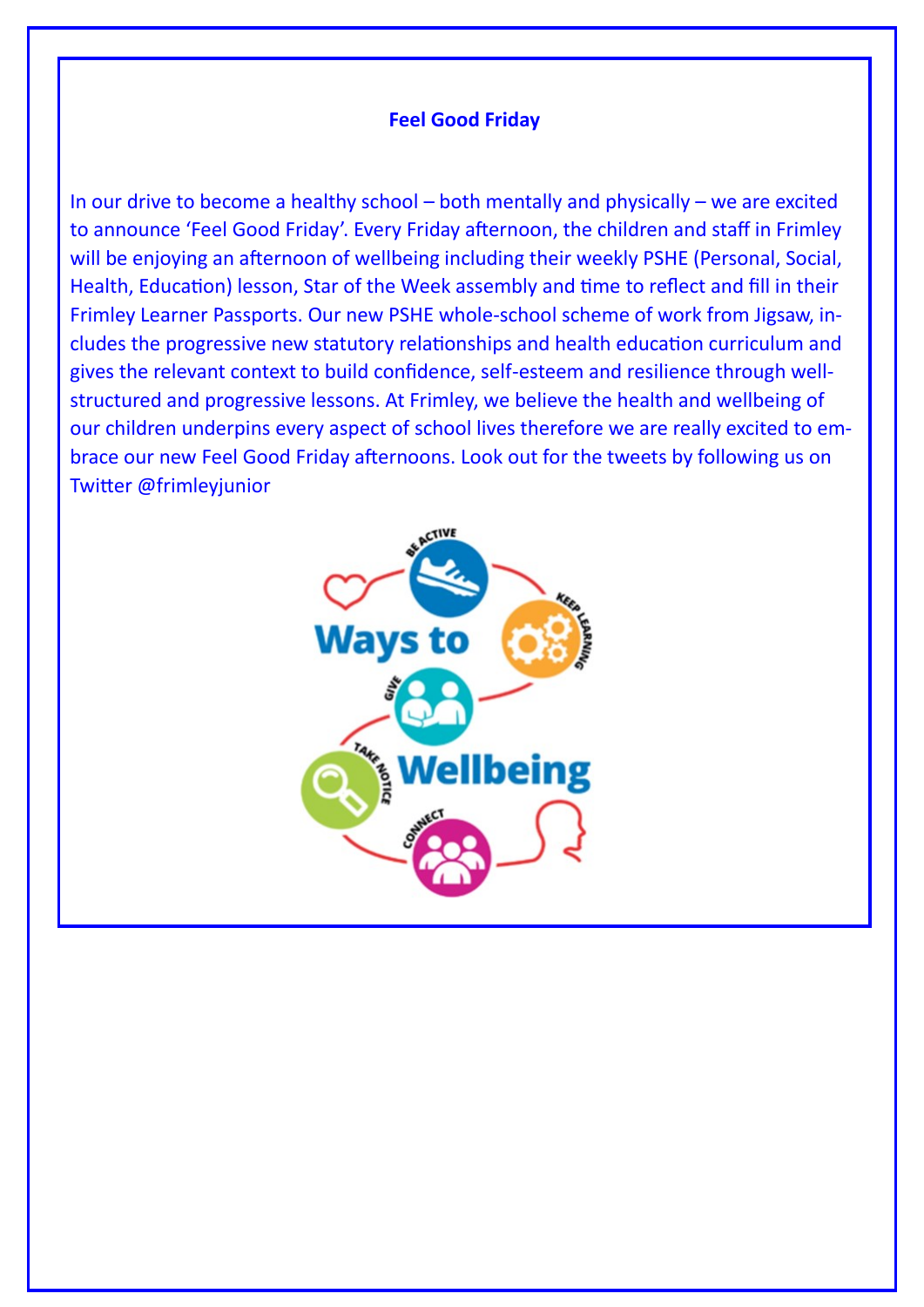**Feel Good Friday**

In our drive to become a healthy school – both mentally and physically – we are excited to announce 'Feel Good Friday'. Every Friday afternoon, the children and staff in Frimley will be enjoying an afternoon of wellbeing including their weekly PSHE (Personal, Social, Health, Education) lesson, Star of the Week assembly and time to reflect and fill in their Frimley Learner Passports. Our new PSHE whole-school scheme of work from Jigsaw, includes the progressive new statutory relationships and health education curriculum and gives the relevant context to build confidence, self-esteem and resilience through well-structured and progressive lessons. At Frimley, we believe the health and wellbeing of our children underpins every aspect of school lives therefore we are really excited to embrace our new Feel Good Friday afternoons. Look out for the tweets by following us on Twitter @frimleyjunior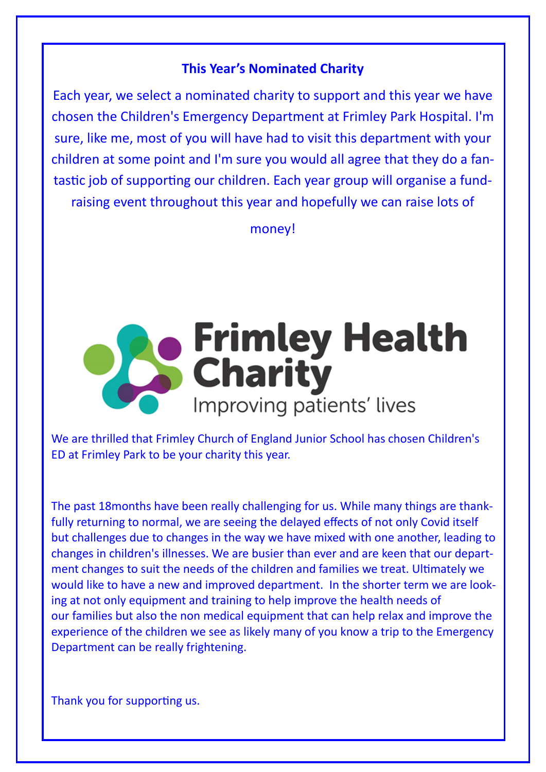## This Year's Nominated Charity

Each year, we select a nominated charity to support and this year we have chosen the Children's Emergency Department at Frimley Park Hospital. I'm sure, like me, most of you will have had to visit this department with your children at some point and I'm sure you would all agree that they do a fantastic job of supporting our children. Each year group will organise a fundraising event throughout this year and hopefully we can raise lots of money!

Frimley Health Charity
Improving patients' lives

We are thrilled that Frimley Church of England Junior School has chosen Children's ED at Frimley Park to be your charity this year.

The past 18months have been really challenging for us. While many things are thankfully returning to normal, we are seeing the delayed effects of not only Covid itself but challenges due to changes in the way we have mixed with one another, leading to changes in children's illnesses. We are busier than ever and are keen that our department changes to suit the needs of the children and families we treat. Ultimately we would like to have a new and improved department. In the shorter term we are looking at not only equipment and training to help improve the health needs of our families but also the non medical equipment that can help relax and improve the experience of the children we see as likely many of you know a trip to the Emergency Department can be really frightening.

Thank you for supporting us.